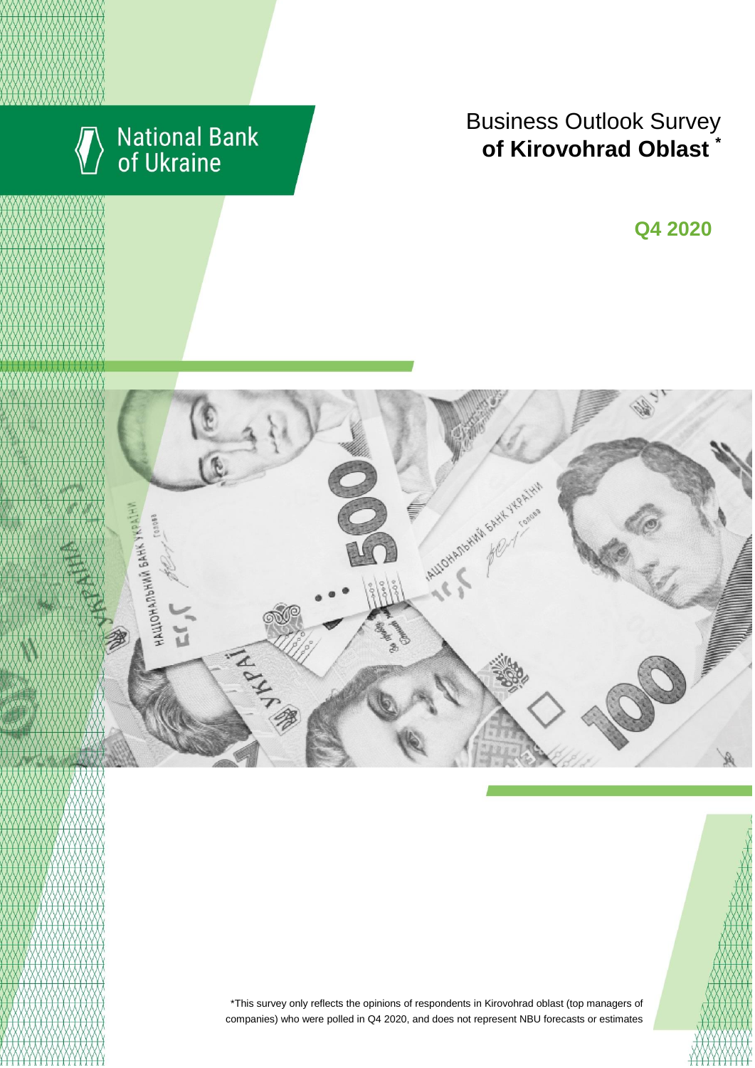National Bank of Ukraine

# Business Outlook Survey of Kirovohrad Oblast *

## Q4 2020

*This survey only reflects the opinions of respondents in Kirovohrad oblast (top managers of companies) who were polled in Q4 2020, and does not represent NBU forecasts or estimates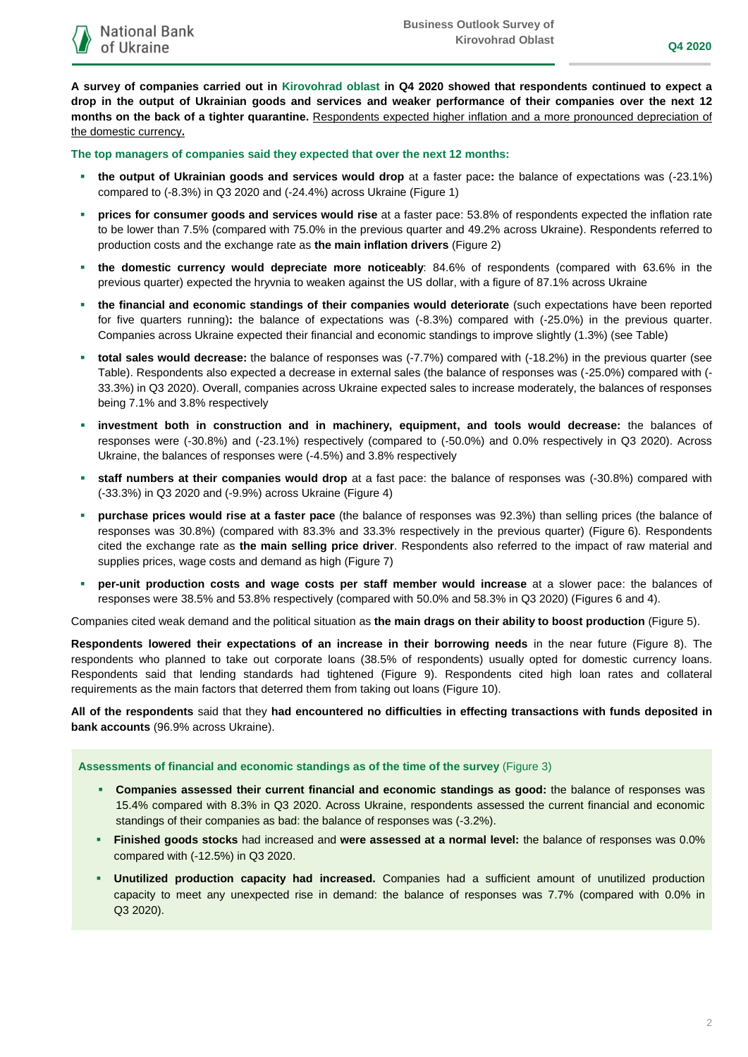**A survey of companies carried out in Kirovohrad oblast in Q4 2020 showed that respondents continued to expect a drop in the output of Ukrainian goods and services and weaker performance of their companies over the next 12 months on the back of a tighter quarantine.** Respondents expected higher inflation and a more pronounced depreciation of the domestic currency**.**

**The top managers of companies said they expected that over the next 12 months:**

- **the output of Ukrainian goods and services would drop** at a faster pace**:** the balance of expectations was (-23.1%) compared to (-8.3%) in Q3 2020 and (-24.4%) across Ukraine (Figure 1)
- **prices for consumer goods and services would rise** at a faster pace: 53.8% of respondents expected the inflation rate to be lower than 7.5% (compared with 75.0% in the previous quarter and 49.2% across Ukraine). Respondents referred to production costs and the exchange rate as **the main inflation drivers** (Figure 2)
- **the domestic currency would depreciate more noticeably**: 84.6% of respondents (compared with 63.6% in the previous quarter) expected the hryvnia to weaken against the US dollar, with a figure of 87.1% across Ukraine
- **the financial and economic standings of their companies would deteriorate** (such expectations have been reported for five quarters running)**:** the balance of expectations was (-8.3%) compared with (-25.0%) in the previous quarter. Companies across Ukraine expected their financial and economic standings to improve slightly (1.3%) (see Table)
- **total sales would decrease:** the balance of responses was (-7.7%) compared with (-18.2%) in the previous quarter (see Table). Respondents also expected a decrease in external sales (the balance of responses was (-25.0%) compared with (-33.3%) in Q3 2020). Overall, companies across Ukraine expected sales to increase moderately, the balances of responses being 7.1% and 3.8% respectively
- **investment both in construction and in machinery, equipment, and tools would decrease:** the balances of responses were (-30.8%) and (-23.1%) respectively (compared to (-50.0%) and 0.0% respectively in Q3 2020). Across Ukraine, the balances of responses were (-4.5%) and 3.8% respectively
- **staff numbers at their companies would drop** at a fast pace: the balance of responses was (-30.8%) compared with (-33.3%) in Q3 2020 and (-9.9%) across Ukraine (Figure 4)
- **purchase prices would rise at a faster pace** (the balance of responses was 92.3%) than selling prices (the balance of responses was 30.8%) (compared with 83.3% and 33.3% respectively in the previous quarter) (Figure 6). Respondents cited the exchange rate as **the main selling price driver**. Respondents also referred to the impact of raw material and supplies prices, wage costs and demand as high (Figure 7)
- **per-unit production costs and wage costs per staff member would increase** at a slower pace: the balances of responses were 38.5% and 53.8% respectively (compared with 50.0% and 58.3% in Q3 2020) (Figures 6 and 4).

Companies cited weak demand and the political situation as **the main drags on their ability to boost production** (Figure 5).

**Respondents lowered their expectations of an increase in their borrowing needs** in the near future (Figure 8). The respondents who planned to take out corporate loans (38.5% of respondents) usually opted for domestic currency loans. Respondents said that lending standards had tightened (Figure 9). Respondents cited high loan rates and collateral requirements as the main factors that deterred them from taking out loans (Figure 10).

**All of the respondents** said that they **had encountered no difficulties in effecting transactions with funds deposited in bank accounts** (96.9% across Ukraine).

**Assessments of financial and economic standings as of the time of the survey** (Figure 3)

- **Companies assessed their current financial and economic standings as good:** the balance of responses was 15.4% compared with 8.3% in Q3 2020. Across Ukraine, respondents assessed the current financial and economic standings of their companies as bad: the balance of responses was (-3.2%).
- **Finished goods stocks** had increased and **were assessed at a normal level:** the balance of responses was 0.0% compared with (-12.5%) in Q3 2020.
- **Unutilized production capacity had increased.** Companies had a sufficient amount of unutilized production capacity to meet any unexpected rise in demand: the balance of responses was 7.7% (compared with 0.0% in Q3 2020).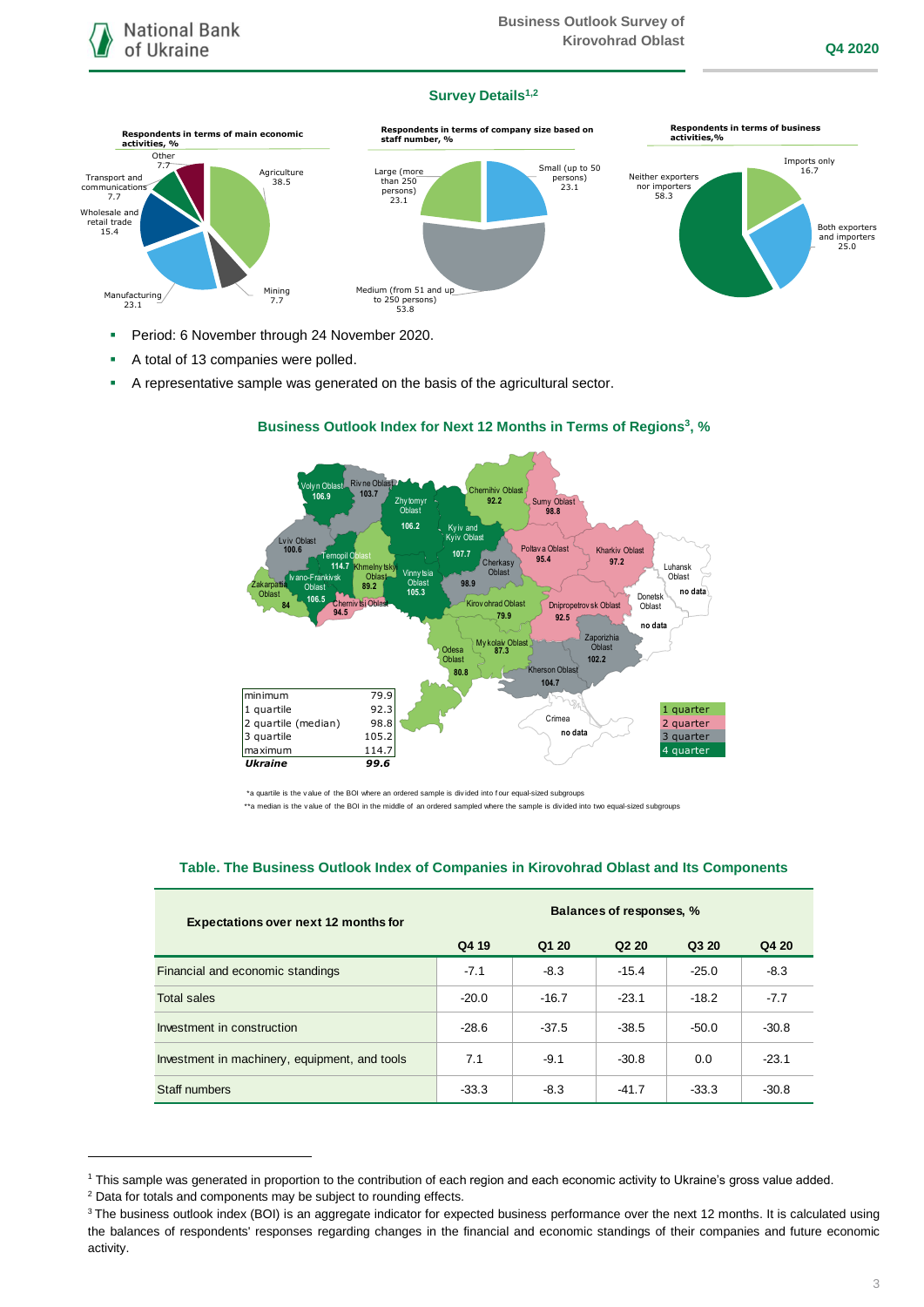## Survey Details[1,2]

**Respondents in terms of main economic activities, %**

- Agriculture 38.5
- Mining 7.7
- Manufacturing 23.1
- Wholesale and retail trade 15.4
- Transport and communications 7.7
- Other 7.7

**Respondents in terms of company size based on staff number, %**

- Small (up to 50 persons) 23.1
- Medium (from 51 and up to 250 persons) 53.8
- Large (more than 250 persons) 23.1

**Respondents in terms of business activities,%**

- Imports only 16.7
- Both exporters and importers 25.0
- Neither exporters nor importers 58.3

- Period: 6 November through 24 November 2020.
- A total of 13 companies were polled.
- A representative sample was generated on the basis of the agricultural sector.

### Business Outlook Index for Next 12 Months in Terms of Regions[3], %

| Region | BOI |
|---|---|
| Volyn Oblast | 106.9 |
| Rivne Oblast | 103.7 |
| Zhytomyr Oblast | 106.2 |
| Chernihiv Oblast | 92.2 |
| Sumy Oblast | 98.8 |
| Kyiv and Kyiv Oblast | 107.7 |
| Lviv Oblast | 100.6 |
| Ternopil Oblast | 114.7 |
| Khmelnytskyi Oblast | 89.2 |
| Vinnytsia Oblast | 105.3 |
| Cherkasy Oblast | 98.9 |
| Poltava Oblast | 95.4 |
| Kharkiv Oblast | 97.2 |
| Luhansk Oblast | no data |
| Zakarpattia Oblast | 84 |
| Ivano-Frankivsk Oblast | 106.5 |
| Chernivtsi Oblast | 94.5 |
| Kirovohrad Oblast | 79.9 |
| Dnipropetrovsk Oblast | 92.5 |
| Donetsk Oblast | no data |
| Odesa Oblast | 80.8 |
| Mykolaiv Oblast | 87.3 |
| Zaporizhia Oblast | 102.2 |
| Kherson Oblast | 104.7 |
| Crimea | no data |

| | |
|---|---|
| minimum | 79.9 |
| 1 quartile | 92.3 |
| 2 quartile (median) | 98.8 |
| 3 quartile | 105.2 |
| maximum | 114.7 |
| ***Ukraine*** | ***99.6*** |

Legend: 1 quarter, 2 quarter, 3 quarter, 4 quarter

*a quartile is the value of the BOI where an ordered sample is divided into four equal-sized subgroups

**a median is the value of the BOI in the middle of an ordered sampled where the sample is divided into two equal-sized subgroups

### Table. The Business Outlook Index of Companies in Kirovohrad Oblast and Its Components

| Expectations over next 12 months for | Balances of responses, % | | | | |
|---|---|---|---|---|---|
| | Q4 19 | Q1 20 | Q2 20 | Q3 20 | Q4 20 |
| Financial and economic standings | -7.1 | -8.3 | -15.4 | -25.0 | -8.3 |
| Total sales | -20.0 | -16.7 | -23.1 | -18.2 | -7.7 |
| Investment in construction | -28.6 | -37.5 | -38.5 | -50.0 | -30.8 |
| Investment in machinery, equipment, and tools | 7.1 | -9.1 | -30.8 | 0.0 | -23.1 |
| Staff numbers | -33.3 | -8.3 | -41.7 | -33.3 | -30.8 |

[1] This sample was generated in proportion to the contribution of each region and each economic activity to Ukraine's gross value added.

[2] Data for totals and components may be subject to rounding effects.

[3] The business outlook index (BOI) is an aggregate indicator for expected business performance over the next 12 months. It is calculated using the balances of respondents' responses regarding changes in the financial and economic standings of their companies and future economic activity.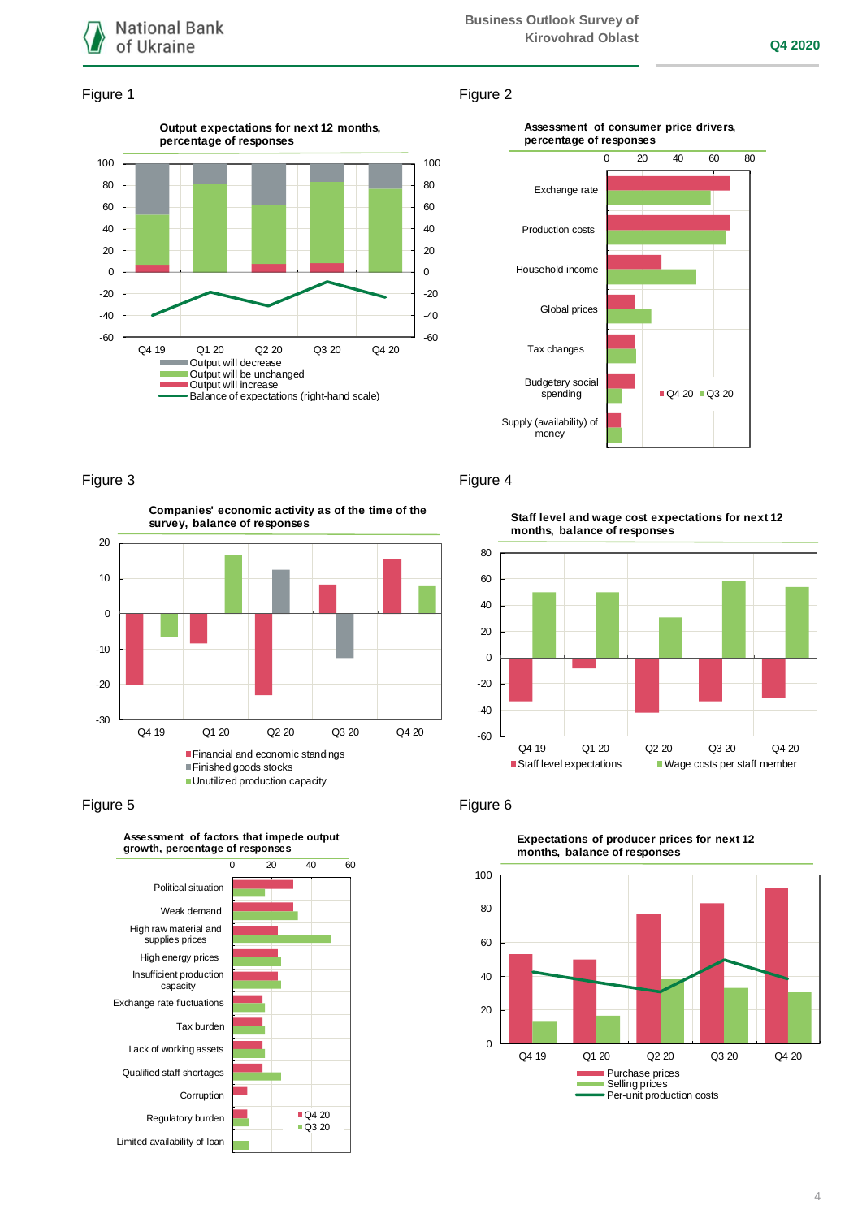Figure 1

**Output expectations for next 12 months, percentage of responses**

Q4 19, Q1 20, Q2 20, Q3 20, Q4 20

- Output will decrease
- Output will be unchanged
- Output will increase
- Balance of expectations (right-hand scale)

Figure 2

**Assessment of consumer price drivers, percentage of responses**

Exchange rate; Production costs; Household income; Global prices; Tax changes; Budgetary social spending; Supply (availability) of money

- Q4 20
- Q3 20

Figure 3

**Companies' economic activity as of the time of the survey, balance of responses**

Q4 19, Q1 20, Q2 20, Q3 20, Q4 20

- Financial and economic standings
- Finished goods stocks
- Unutilized production capacity

Figure 4

**Staff level and wage cost expectations for next 12 months, balance of responses**

Q4 19, Q1 20, Q2 20, Q3 20, Q4 20

- Staff level expectations
- Wage costs per staff member

Figure 5

**Assessment of factors that impede output growth, percentage of responses**

Political situation; Weak demand; High raw material and supplies prices; High energy prices; Insufficient production capacity; Exchange rate fluctuations; Tax burden; Lack of working assets; Qualified staff shortages; Corruption; Regulatory burden; Limited availability of loan

- Q4 20
- Q3 20

Figure 6

**Expectations of producer prices for next 12 months, balance of responses**

Q4 19, Q1 20, Q2 20, Q3 20, Q4 20

- Purchase prices
- Selling prices
- Per-unit production costs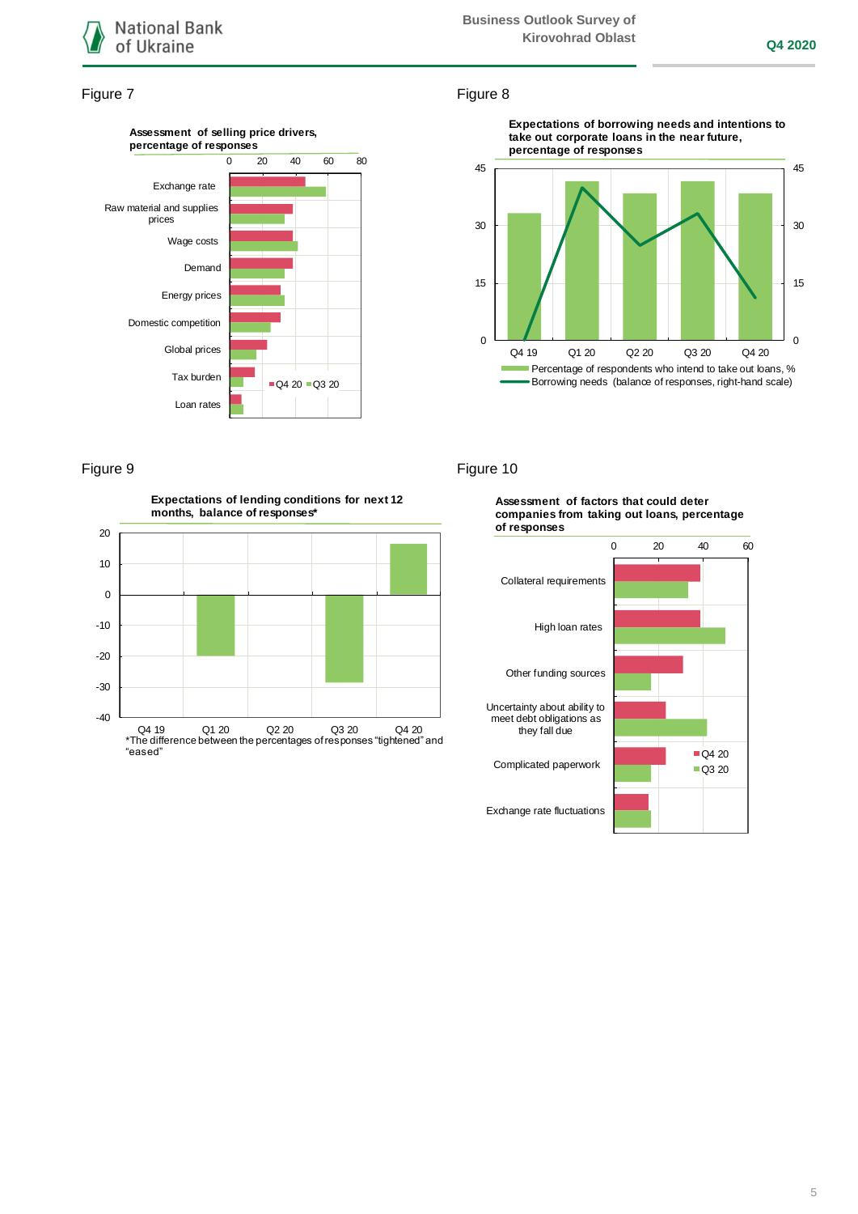Figure 7

Assessment of selling price drivers, percentage of responses

0 20 40 60 80

Exchange rate

Raw material and supplies prices

Wage costs

Demand

Energy prices

Domestic competition

Global prices

Tax burden

Loan rates

Q4 20 Q3 20

Figure 8

Expectations of borrowing needs and intentions to take out corporate loans in the near future, percentage of responses

45 30 15 0

Q4 19 Q1 20 Q2 20 Q3 20 Q4 20

Percentage of respondents who intend to take out loans, %

Borrowing needs (balance of responses, right-hand scale)

Figure 9

Expectations of lending conditions for next 12 months, balance of responses*

20 10 0 -10 -20 -30 -40

Q4 19 Q1 20 Q2 20 Q3 20 Q4 20

*The difference between the percentages of responses "tightened" and "eased"

Figure 10

Assessment of factors that could deter companies from taking out loans, percentage of responses

0 20 40 60

Collateral requirements

High loan rates

Other funding sources

Uncertainty about ability to meet debt obligations as they fall due

Complicated paperwork

Exchange rate fluctuations

Q4 20 Q3 20